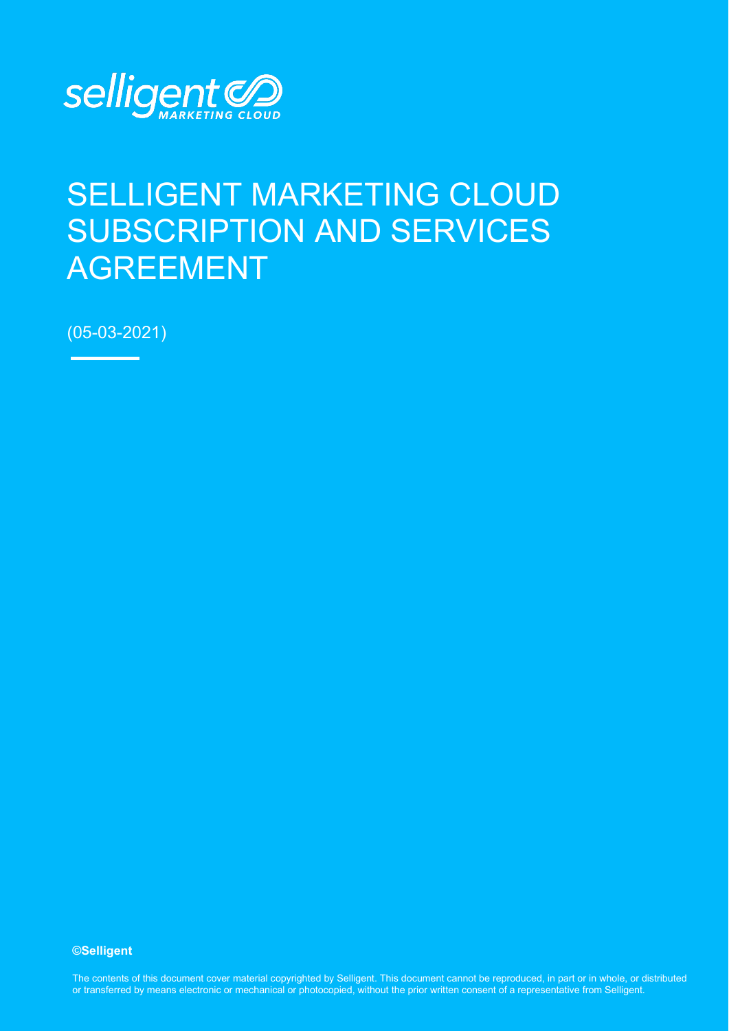selligent MARKETING CLOUD

# SELLIGENT MARKETING CLOUD SUBSCRIPTION AND SERVICES AGREEMENT

(05-03-2021)

**©Selligent**

The contents of this document cover material copyrighted by Selligent. This document cannot be reproduced, in part or in whole, or distributed or transferred by means electronic or mechanical or photocopied, without the prior written consent of a representative from Selligent.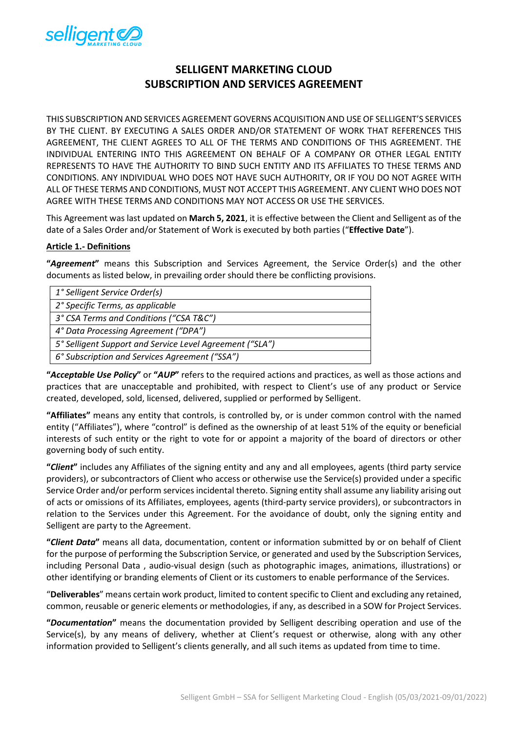# SELLIGENT MARKETING CLOUD
# SUBSCRIPTION AND SERVICES AGREEMENT

THIS SUBSCRIPTION AND SERVICES AGREEMENT GOVERNS ACQUISITION AND USE OF SELLIGENT'S SERVICES BY THE CLIENT. BY EXECUTING A SALES ORDER AND/OR STATEMENT OF WORK THAT REFERENCES THIS AGREEMENT, THE CLIENT AGREES TO ALL OF THE TERMS AND CONDITIONS OF THIS AGREEMENT. THE INDIVIDUAL ENTERING INTO THIS AGREEMENT ON BEHALF OF A COMPANY OR OTHER LEGAL ENTITY REPRESENTS TO HAVE THE AUTHORITY TO BIND SUCH ENTITY AND ITS AFFILIATES TO THESE TERMS AND CONDITIONS. ANY INDIVIDUAL WHO DOES NOT HAVE SUCH AUTHORITY, OR IF YOU DO NOT AGREE WITH ALL OF THESE TERMS AND CONDITIONS, MUST NOT ACCEPT THIS AGREEMENT. ANY CLIENT WHO DOES NOT AGREE WITH THESE TERMS AND CONDITIONS MAY NOT ACCESS OR USE THE SERVICES.

This Agreement was last updated on **March 5, 2021**, it is effective between the Client and Selligent as of the date of a Sales Order and/or Statement of Work is executed by both parties ("**Effective Date**").

## Article 1.- Definitions

**"*Agreement*"** means this Subscription and Services Agreement, the Service Order(s) and the other documents as listed below, in prevailing order should there be conflicting provisions.

| |
|---|
| *1° Selligent Service Order(s)* |
| *2° Specific Terms, as applicable* |
| *3° CSA Terms and Conditions ("CSA T&C")* |
| *4° Data Processing Agreement ("DPA")* |
| *5° Selligent Support and Service Level Agreement ("SLA")* |
| *6° Subscription and Services Agreement ("SSA")* |

**"*Acceptable Use Policy*"** or **"*AUP*"** refers to the required actions and practices, as well as those actions and practices that are unacceptable and prohibited, with respect to Client's use of any product or Service created, developed, sold, licensed, delivered, supplied or performed by Selligent.

**"Affiliates"** means any entity that controls, is controlled by, or is under common control with the named entity ("Affiliates"), where "control" is defined as the ownership of at least 51% of the equity or beneficial interests of such entity or the right to vote for or appoint a majority of the board of directors or other governing body of such entity.

**"*Client*"** includes any Affiliates of the signing entity and any and all employees, agents (third party service providers), or subcontractors of Client who access or otherwise use the Service(s) provided under a specific Service Order and/or perform services incidental thereto. Signing entity shall assume any liability arising out of acts or omissions of its Affiliates, employees, agents (third-party service providers), or subcontractors in relation to the Services under this Agreement. For the avoidance of doubt, only the signing entity and Selligent are party to the Agreement.

**"*Client Data*"** means all data, documentation, content or information submitted by or on behalf of Client for the purpose of performing the Subscription Service, or generated and used by the Subscription Services, including Personal Data , audio-visual design (such as photographic images, animations, illustrations) or other identifying or branding elements of Client or its customers to enable performance of the Services.

"**Deliverables**" means certain work product, limited to content specific to Client and excluding any retained, common, reusable or generic elements or methodologies, if any, as described in a SOW for Project Services.

**"*Documentation*"** means the documentation provided by Selligent describing operation and use of the Service(s), by any means of delivery, whether at Client's request or otherwise, along with any other information provided to Selligent's clients generally, and all such items as updated from time to time.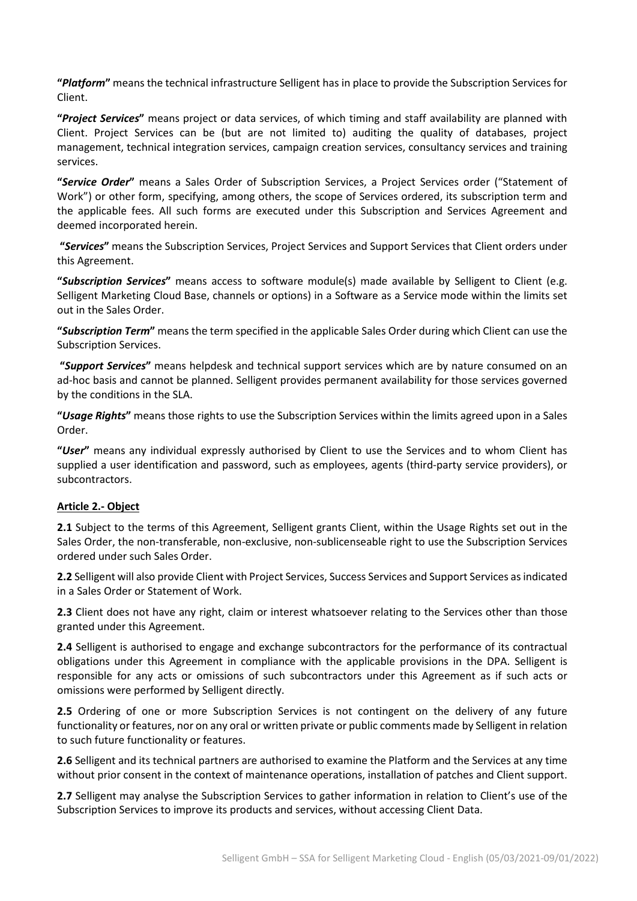**"*Platform*"** means the technical infrastructure Selligent has in place to provide the Subscription Services for Client.

**"*Project Services*"** means project or data services, of which timing and staff availability are planned with Client. Project Services can be (but are not limited to) auditing the quality of databases, project management, technical integration services, campaign creation services, consultancy services and training services.

**"*Service Order*"** means a Sales Order of Subscription Services, a Project Services order ("Statement of Work") or other form, specifying, among others, the scope of Services ordered, its subscription term and the applicable fees. All such forms are executed under this Subscription and Services Agreement and deemed incorporated herein.

**"*Services*"** means the Subscription Services, Project Services and Support Services that Client orders under this Agreement.

**"*Subscription Services*"** means access to software module(s) made available by Selligent to Client (e.g. Selligent Marketing Cloud Base, channels or options) in a Software as a Service mode within the limits set out in the Sales Order.

**"*Subscription Term*"** means the term specified in the applicable Sales Order during which Client can use the Subscription Services.

**"*Support Services*"** means helpdesk and technical support services which are by nature consumed on an ad-hoc basis and cannot be planned. Selligent provides permanent availability for those services governed by the conditions in the SLA.

**"*Usage Rights*"** means those rights to use the Subscription Services within the limits agreed upon in a Sales Order.

**"*User*"** means any individual expressly authorised by Client to use the Services and to whom Client has supplied a user identification and password, such as employees, agents (third-party service providers), or subcontractors.

## Article 2.- Object

**2.1** Subject to the terms of this Agreement, Selligent grants Client, within the Usage Rights set out in the Sales Order, the non-transferable, non-exclusive, non-sublicenseable right to use the Subscription Services ordered under such Sales Order.

**2.2** Selligent will also provide Client with Project Services, Success Services and Support Services as indicated in a Sales Order or Statement of Work.

**2.3** Client does not have any right, claim or interest whatsoever relating to the Services other than those granted under this Agreement.

**2.4** Selligent is authorised to engage and exchange subcontractors for the performance of its contractual obligations under this Agreement in compliance with the applicable provisions in the DPA. Selligent is responsible for any acts or omissions of such subcontractors under this Agreement as if such acts or omissions were performed by Selligent directly.

**2.5** Ordering of one or more Subscription Services is not contingent on the delivery of any future functionality or features, nor on any oral or written private or public comments made by Selligent in relation to such future functionality or features.

**2.6** Selligent and its technical partners are authorised to examine the Platform and the Services at any time without prior consent in the context of maintenance operations, installation of patches and Client support.

**2.7** Selligent may analyse the Subscription Services to gather information in relation to Client's use of the Subscription Services to improve its products and services, without accessing Client Data.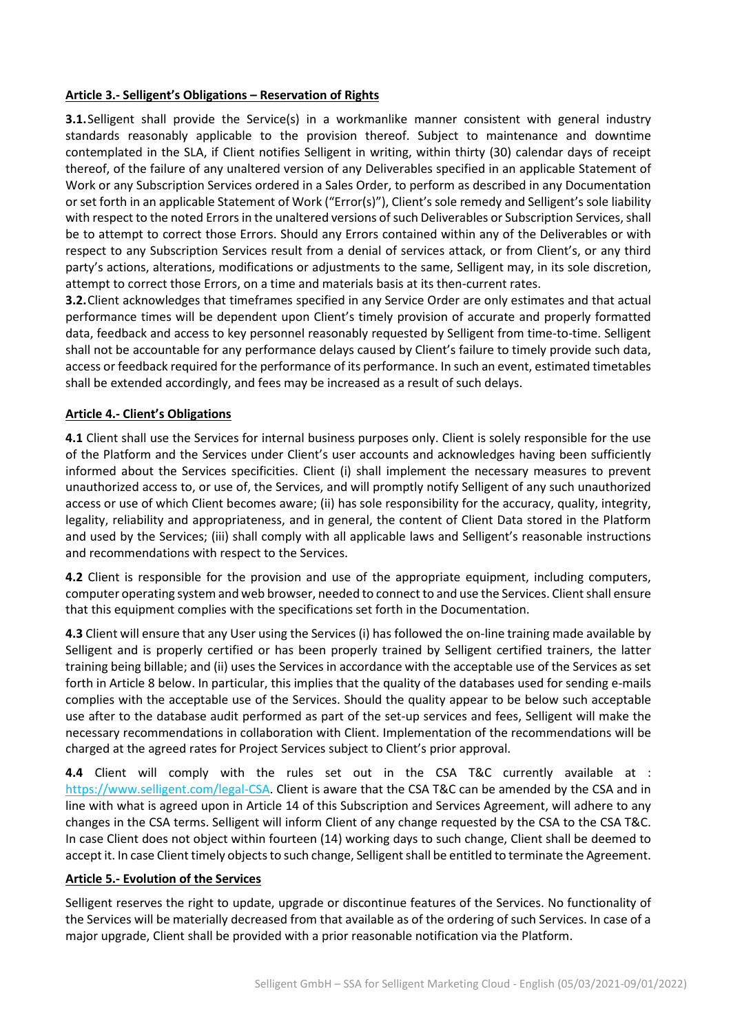## Article 3.- Selligent's Obligations – Reservation of Rights

**3.1.** Selligent shall provide the Service(s) in a workmanlike manner consistent with general industry standards reasonably applicable to the provision thereof. Subject to maintenance and downtime contemplated in the SLA, if Client notifies Selligent in writing, within thirty (30) calendar days of receipt thereof, of the failure of any unaltered version of any Deliverables specified in an applicable Statement of Work or any Subscription Services ordered in a Sales Order, to perform as described in any Documentation or set forth in an applicable Statement of Work ("Error(s)"), Client's sole remedy and Selligent's sole liability with respect to the noted Errors in the unaltered versions of such Deliverables or Subscription Services, shall be to attempt to correct those Errors. Should any Errors contained within any of the Deliverables or with respect to any Subscription Services result from a denial of services attack, or from Client's, or any third party's actions, alterations, modifications or adjustments to the same, Selligent may, in its sole discretion, attempt to correct those Errors, on a time and materials basis at its then-current rates.

**3.2.** Client acknowledges that timeframes specified in any Service Order are only estimates and that actual performance times will be dependent upon Client's timely provision of accurate and properly formatted data, feedback and access to key personnel reasonably requested by Selligent from time-to-time. Selligent shall not be accountable for any performance delays caused by Client's failure to timely provide such data, access or feedback required for the performance of its performance. In such an event, estimated timetables shall be extended accordingly, and fees may be increased as a result of such delays.

## Article 4.- Client's Obligations

**4.1** Client shall use the Services for internal business purposes only. Client is solely responsible for the use of the Platform and the Services under Client's user accounts and acknowledges having been sufficiently informed about the Services specificities. Client (i) shall implement the necessary measures to prevent unauthorized access to, or use of, the Services, and will promptly notify Selligent of any such unauthorized access or use of which Client becomes aware; (ii) has sole responsibility for the accuracy, quality, integrity, legality, reliability and appropriateness, and in general, the content of Client Data stored in the Platform and used by the Services; (iii) shall comply with all applicable laws and Selligent's reasonable instructions and recommendations with respect to the Services.

**4.2** Client is responsible for the provision and use of the appropriate equipment, including computers, computer operating system and web browser, needed to connect to and use the Services. Client shall ensure that this equipment complies with the specifications set forth in the Documentation.

**4.3** Client will ensure that any User using the Services (i) has followed the on-line training made available by Selligent and is properly certified or has been properly trained by Selligent certified trainers, the latter training being billable; and (ii) uses the Services in accordance with the acceptable use of the Services as set forth in Article 8 below. In particular, this implies that the quality of the databases used for sending e-mails complies with the acceptable use of the Services. Should the quality appear to be below such acceptable use after to the database audit performed as part of the set-up services and fees, Selligent will make the necessary recommendations in collaboration with Client. Implementation of the recommendations will be charged at the agreed rates for Project Services subject to Client's prior approval.

**4.4** Client will comply with the rules set out in the CSA T&C currently available at : https://www.selligent.com/legal-CSA. Client is aware that the CSA T&C can be amended by the CSA and in line with what is agreed upon in Article 14 of this Subscription and Services Agreement, will adhere to any changes in the CSA terms. Selligent will inform Client of any change requested by the CSA to the CSA T&C. In case Client does not object within fourteen (14) working days to such change, Client shall be deemed to accept it. In case Client timely objects to such change, Selligent shall be entitled to terminate the Agreement.

## Article 5.- Evolution of the Services

Selligent reserves the right to update, upgrade or discontinue features of the Services. No functionality of the Services will be materially decreased from that available as of the ordering of such Services. In case of a major upgrade, Client shall be provided with a prior reasonable notification via the Platform.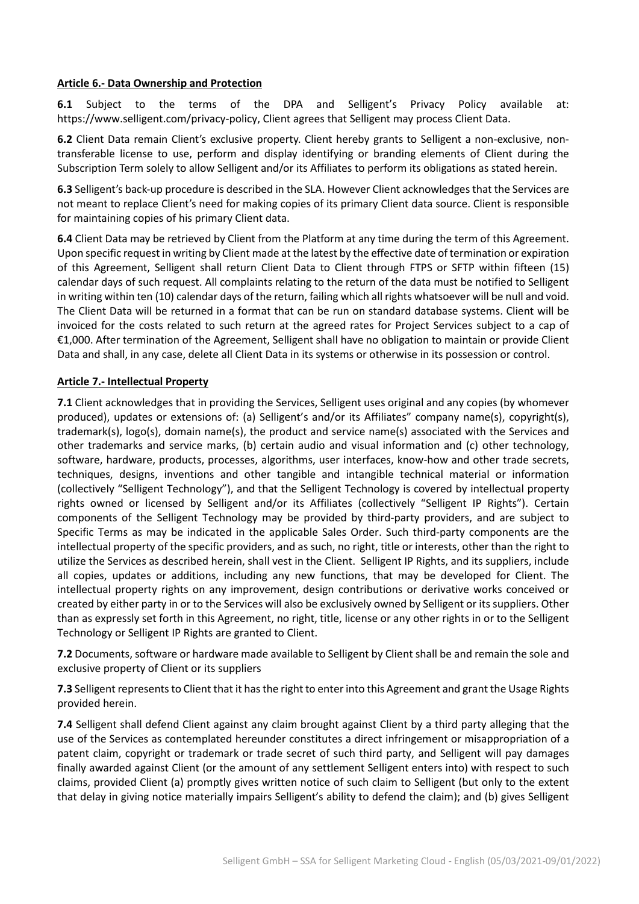**Article 6.- Data Ownership and Protection**

**6.1** Subject to the terms of the DPA and Selligent's Privacy Policy available at: https://www.selligent.com/privacy-policy, Client agrees that Selligent may process Client Data.

**6.2** Client Data remain Client's exclusive property. Client hereby grants to Selligent a non-exclusive, non-transferable license to use, perform and display identifying or branding elements of Client during the Subscription Term solely to allow Selligent and/or its Affiliates to perform its obligations as stated herein.

**6.3** Selligent's back-up procedure is described in the SLA. However Client acknowledges that the Services are not meant to replace Client's need for making copies of its primary Client data source. Client is responsible for maintaining copies of his primary Client data.

**6.4** Client Data may be retrieved by Client from the Platform at any time during the term of this Agreement. Upon specific request in writing by Client made at the latest by the effective date of termination or expiration of this Agreement, Selligent shall return Client Data to Client through FTPS or SFTP within fifteen (15) calendar days of such request. All complaints relating to the return of the data must be notified to Selligent in writing within ten (10) calendar days of the return, failing which all rights whatsoever will be null and void. The Client Data will be returned in a format that can be run on standard database systems. Client will be invoiced for the costs related to such return at the agreed rates for Project Services subject to a cap of €1,000. After termination of the Agreement, Selligent shall have no obligation to maintain or provide Client Data and shall, in any case, delete all Client Data in its systems or otherwise in its possession or control.

**Article 7.- Intellectual Property**

**7.1** Client acknowledges that in providing the Services, Selligent uses original and any copies (by whomever produced), updates or extensions of: (a) Selligent's and/or its Affiliates" company name(s), copyright(s), trademark(s), logo(s), domain name(s), the product and service name(s) associated with the Services and other trademarks and service marks, (b) certain audio and visual information and (c) other technology, software, hardware, products, processes, algorithms, user interfaces, know-how and other trade secrets, techniques, designs, inventions and other tangible and intangible technical material or information (collectively "Selligent Technology"), and that the Selligent Technology is covered by intellectual property rights owned or licensed by Selligent and/or its Affiliates (collectively "Selligent IP Rights"). Certain components of the Selligent Technology may be provided by third-party providers, and are subject to Specific Terms as may be indicated in the applicable Sales Order. Such third-party components are the intellectual property of the specific providers, and as such, no right, title or interests, other than the right to utilize the Services as described herein, shall vest in the Client. Selligent IP Rights, and its suppliers, include all copies, updates or additions, including any new functions, that may be developed for Client. The intellectual property rights on any improvement, design contributions or derivative works conceived or created by either party in or to the Services will also be exclusively owned by Selligent or its suppliers. Other than as expressly set forth in this Agreement, no right, title, license or any other rights in or to the Selligent Technology or Selligent IP Rights are granted to Client.

**7.2** Documents, software or hardware made available to Selligent by Client shall be and remain the sole and exclusive property of Client or its suppliers

**7.3** Selligent represents to Client that it has the right to enter into this Agreement and grant the Usage Rights provided herein.

**7.4** Selligent shall defend Client against any claim brought against Client by a third party alleging that the use of the Services as contemplated hereunder constitutes a direct infringement or misappropriation of a patent claim, copyright or trademark or trade secret of such third party, and Selligent will pay damages finally awarded against Client (or the amount of any settlement Selligent enters into) with respect to such claims, provided Client (a) promptly gives written notice of such claim to Selligent (but only to the extent that delay in giving notice materially impairs Selligent's ability to defend the claim); and (b) gives Selligent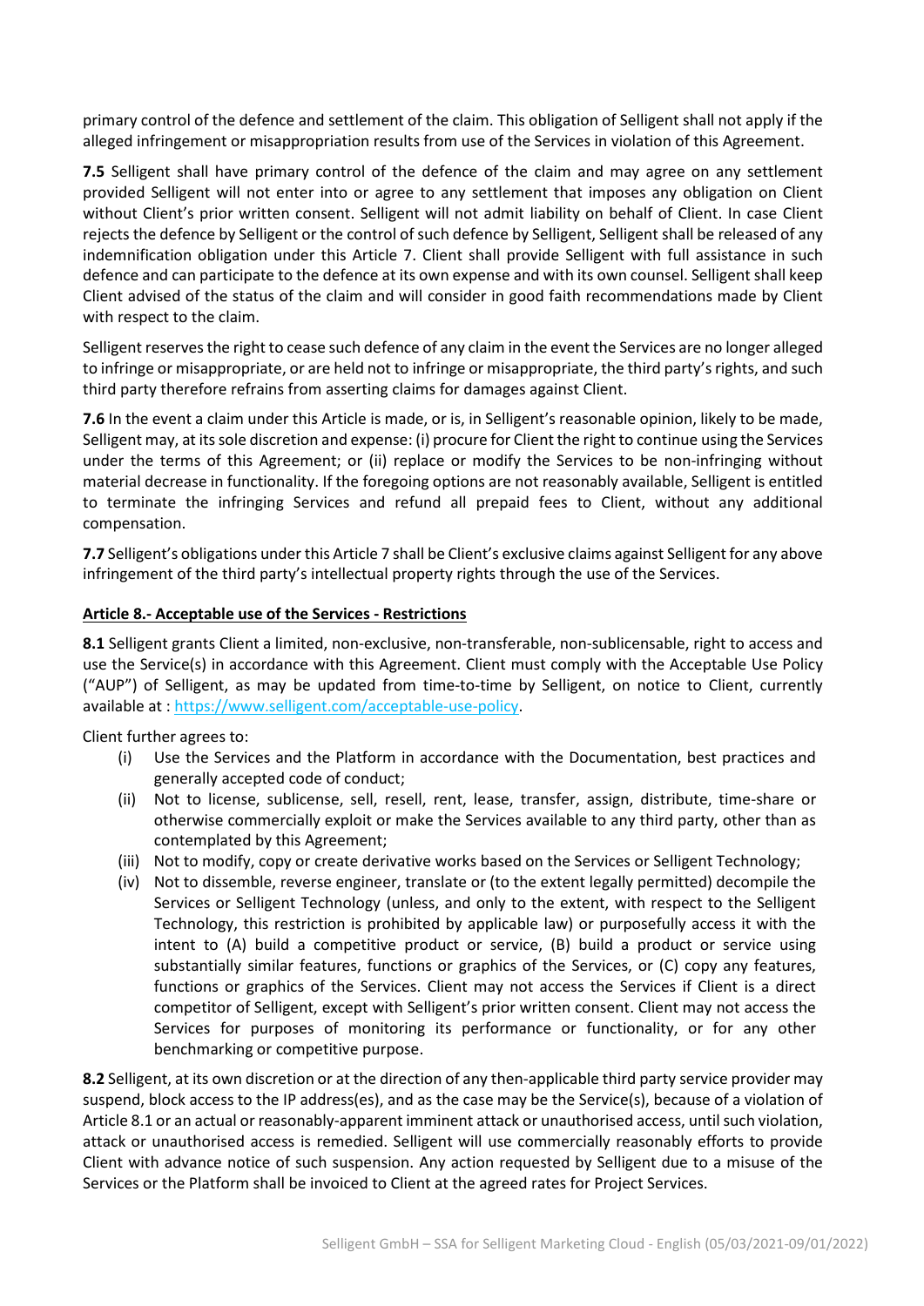primary control of the defence and settlement of the claim. This obligation of Selligent shall not apply if the alleged infringement or misappropriation results from use of the Services in violation of this Agreement.

**7.5** Selligent shall have primary control of the defence of the claim and may agree on any settlement provided Selligent will not enter into or agree to any settlement that imposes any obligation on Client without Client's prior written consent. Selligent will not admit liability on behalf of Client. In case Client rejects the defence by Selligent or the control of such defence by Selligent, Selligent shall be released of any indemnification obligation under this Article 7. Client shall provide Selligent with full assistance in such defence and can participate to the defence at its own expense and with its own counsel. Selligent shall keep Client advised of the status of the claim and will consider in good faith recommendations made by Client with respect to the claim.

Selligent reserves the right to cease such defence of any claim in the event the Services are no longer alleged to infringe or misappropriate, or are held not to infringe or misappropriate, the third party's rights, and such third party therefore refrains from asserting claims for damages against Client.

**7.6** In the event a claim under this Article is made, or is, in Selligent's reasonable opinion, likely to be made, Selligent may, at its sole discretion and expense: (i) procure for Client the right to continue using the Services under the terms of this Agreement; or (ii) replace or modify the Services to be non-infringing without material decrease in functionality. If the foregoing options are not reasonably available, Selligent is entitled to terminate the infringing Services and refund all prepaid fees to Client, without any additional compensation.

**7.7** Selligent's obligations under this Article 7 shall be Client's exclusive claims against Selligent for any above infringement of the third party's intellectual property rights through the use of the Services.

## Article 8.- Acceptable use of the Services - Restrictions

**8.1** Selligent grants Client a limited, non-exclusive, non-transferable, non-sublicensable, right to access and use the Service(s) in accordance with this Agreement. Client must comply with the Acceptable Use Policy ("AUP") of Selligent, as may be updated from time-to-time by Selligent, on notice to Client, currently available at : https://www.selligent.com/acceptable-use-policy.

Client further agrees to:

(i) Use the Services and the Platform in accordance with the Documentation, best practices and generally accepted code of conduct;

(ii) Not to license, sublicense, sell, resell, rent, lease, transfer, assign, distribute, time-share or otherwise commercially exploit or make the Services available to any third party, other than as contemplated by this Agreement;

(iii) Not to modify, copy or create derivative works based on the Services or Selligent Technology;

(iv) Not to dissemble, reverse engineer, translate or (to the extent legally permitted) decompile the Services or Selligent Technology (unless, and only to the extent, with respect to the Selligent Technology, this restriction is prohibited by applicable law) or purposefully access it with the intent to (A) build a competitive product or service, (B) build a product or service using substantially similar features, functions or graphics of the Services, or (C) copy any features, functions or graphics of the Services. Client may not access the Services if Client is a direct competitor of Selligent, except with Selligent's prior written consent. Client may not access the Services for purposes of monitoring its performance or functionality, or for any other benchmarking or competitive purpose.

**8.2** Selligent, at its own discretion or at the direction of any then-applicable third party service provider may suspend, block access to the IP address(es), and as the case may be the Service(s), because of a violation of Article 8.1 or an actual or reasonably-apparent imminent attack or unauthorised access, until such violation, attack or unauthorised access is remedied. Selligent will use commercially reasonably efforts to provide Client with advance notice of such suspension. Any action requested by Selligent due to a misuse of the Services or the Platform shall be invoiced to Client at the agreed rates for Project Services.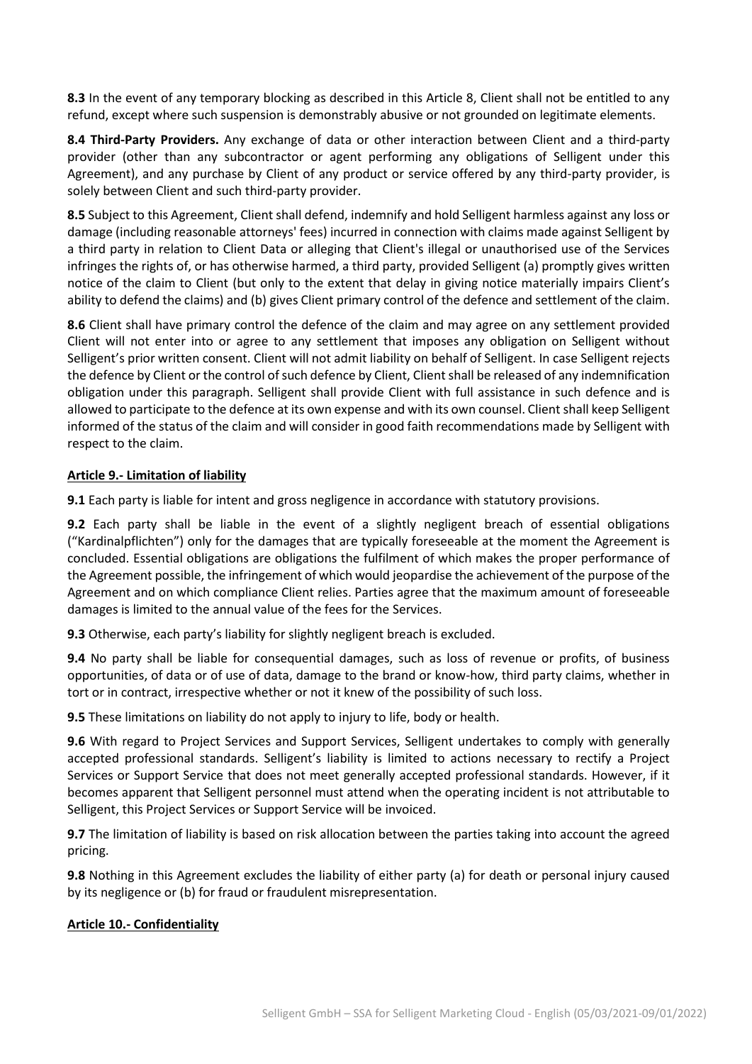**8.3** In the event of any temporary blocking as described in this Article 8, Client shall not be entitled to any refund, except where such suspension is demonstrably abusive or not grounded on legitimate elements.

**8.4 Third-Party Providers.** Any exchange of data or other interaction between Client and a third-party provider (other than any subcontractor or agent performing any obligations of Selligent under this Agreement), and any purchase by Client of any product or service offered by any third-party provider, is solely between Client and such third-party provider.

**8.5** Subject to this Agreement, Client shall defend, indemnify and hold Selligent harmless against any loss or damage (including reasonable attorneys' fees) incurred in connection with claims made against Selligent by a third party in relation to Client Data or alleging that Client's illegal or unauthorised use of the Services infringes the rights of, or has otherwise harmed, a third party, provided Selligent (a) promptly gives written notice of the claim to Client (but only to the extent that delay in giving notice materially impairs Client's ability to defend the claims) and (b) gives Client primary control of the defence and settlement of the claim.

**8.6** Client shall have primary control the defence of the claim and may agree on any settlement provided Client will not enter into or agree to any settlement that imposes any obligation on Selligent without Selligent's prior written consent. Client will not admit liability on behalf of Selligent. In case Selligent rejects the defence by Client or the control of such defence by Client, Client shall be released of any indemnification obligation under this paragraph. Selligent shall provide Client with full assistance in such defence and is allowed to participate to the defence at its own expense and with its own counsel. Client shall keep Selligent informed of the status of the claim and will consider in good faith recommendations made by Selligent with respect to the claim.

## Article 9.- Limitation of liability

**9.1** Each party is liable for intent and gross negligence in accordance with statutory provisions.

**9.2** Each party shall be liable in the event of a slightly negligent breach of essential obligations ("Kardinalpflichten") only for the damages that are typically foreseeable at the moment the Agreement is concluded. Essential obligations are obligations the fulfilment of which makes the proper performance of the Agreement possible, the infringement of which would jeopardise the achievement of the purpose of the Agreement and on which compliance Client relies. Parties agree that the maximum amount of foreseeable damages is limited to the annual value of the fees for the Services.

**9.3** Otherwise, each party's liability for slightly negligent breach is excluded.

**9.4** No party shall be liable for consequential damages, such as loss of revenue or profits, of business opportunities, of data or of use of data, damage to the brand or know-how, third party claims, whether in tort or in contract, irrespective whether or not it knew of the possibility of such loss.

**9.5** These limitations on liability do not apply to injury to life, body or health.

**9.6** With regard to Project Services and Support Services, Selligent undertakes to comply with generally accepted professional standards. Selligent's liability is limited to actions necessary to rectify a Project Services or Support Service that does not meet generally accepted professional standards. However, if it becomes apparent that Selligent personnel must attend when the operating incident is not attributable to Selligent, this Project Services or Support Service will be invoiced.

**9.7** The limitation of liability is based on risk allocation between the parties taking into account the agreed pricing.

**9.8** Nothing in this Agreement excludes the liability of either party (a) for death or personal injury caused by its negligence or (b) for fraud or fraudulent misrepresentation.

## Article 10.- Confidentiality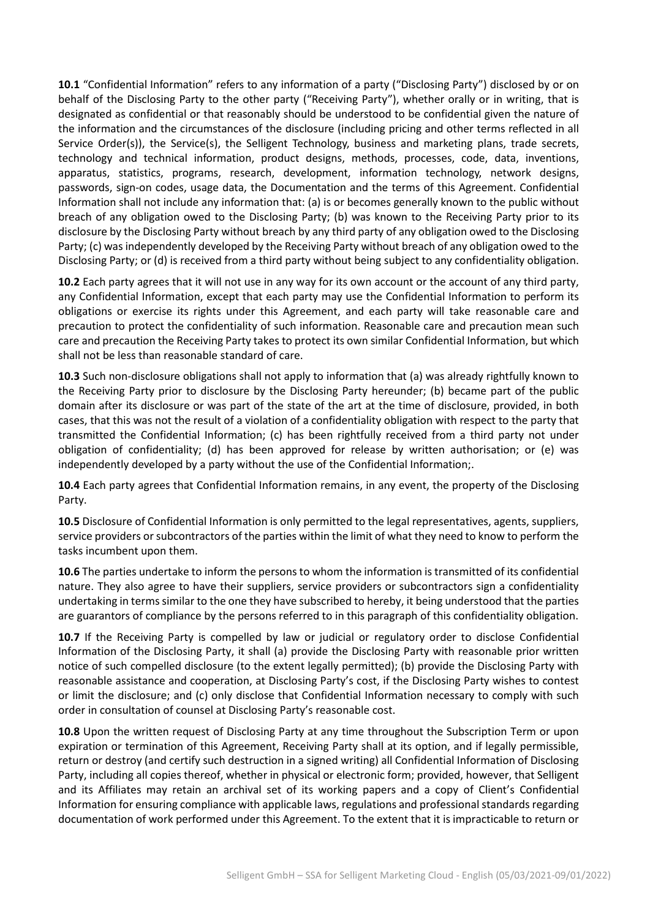**10.1** "Confidential Information" refers to any information of a party ("Disclosing Party") disclosed by or on behalf of the Disclosing Party to the other party ("Receiving Party"), whether orally or in writing, that is designated as confidential or that reasonably should be understood to be confidential given the nature of the information and the circumstances of the disclosure (including pricing and other terms reflected in all Service Order(s)), the Service(s), the Selligent Technology, business and marketing plans, trade secrets, technology and technical information, product designs, methods, processes, code, data, inventions, apparatus, statistics, programs, research, development, information technology, network designs, passwords, sign-on codes, usage data, the Documentation and the terms of this Agreement. Confidential Information shall not include any information that: (a) is or becomes generally known to the public without breach of any obligation owed to the Disclosing Party; (b) was known to the Receiving Party prior to its disclosure by the Disclosing Party without breach by any third party of any obligation owed to the Disclosing Party; (c) was independently developed by the Receiving Party without breach of any obligation owed to the Disclosing Party; or (d) is received from a third party without being subject to any confidentiality obligation.

**10.2** Each party agrees that it will not use in any way for its own account or the account of any third party, any Confidential Information, except that each party may use the Confidential Information to perform its obligations or exercise its rights under this Agreement, and each party will take reasonable care and precaution to protect the confidentiality of such information. Reasonable care and precaution mean such care and precaution the Receiving Party takes to protect its own similar Confidential Information, but which shall not be less than reasonable standard of care.

**10.3** Such non-disclosure obligations shall not apply to information that (a) was already rightfully known to the Receiving Party prior to disclosure by the Disclosing Party hereunder; (b) became part of the public domain after its disclosure or was part of the state of the art at the time of disclosure, provided, in both cases, that this was not the result of a violation of a confidentiality obligation with respect to the party that transmitted the Confidential Information; (c) has been rightfully received from a third party not under obligation of confidentiality; (d) has been approved for release by written authorisation; or (e) was independently developed by a party without the use of the Confidential Information;.

**10.4** Each party agrees that Confidential Information remains, in any event, the property of the Disclosing Party.

**10.5** Disclosure of Confidential Information is only permitted to the legal representatives, agents, suppliers, service providers or subcontractors of the parties within the limit of what they need to know to perform the tasks incumbent upon them.

**10.6** The parties undertake to inform the persons to whom the information is transmitted of its confidential nature. They also agree to have their suppliers, service providers or subcontractors sign a confidentiality undertaking in terms similar to the one they have subscribed to hereby, it being understood that the parties are guarantors of compliance by the persons referred to in this paragraph of this confidentiality obligation.

**10.7** If the Receiving Party is compelled by law or judicial or regulatory order to disclose Confidential Information of the Disclosing Party, it shall (a) provide the Disclosing Party with reasonable prior written notice of such compelled disclosure (to the extent legally permitted); (b) provide the Disclosing Party with reasonable assistance and cooperation, at Disclosing Party's cost, if the Disclosing Party wishes to contest or limit the disclosure; and (c) only disclose that Confidential Information necessary to comply with such order in consultation of counsel at Disclosing Party's reasonable cost.

**10.8** Upon the written request of Disclosing Party at any time throughout the Subscription Term or upon expiration or termination of this Agreement, Receiving Party shall at its option, and if legally permissible, return or destroy (and certify such destruction in a signed writing) all Confidential Information of Disclosing Party, including all copies thereof, whether in physical or electronic form; provided, however, that Selligent and its Affiliates may retain an archival set of its working papers and a copy of Client's Confidential Information for ensuring compliance with applicable laws, regulations and professional standards regarding documentation of work performed under this Agreement. To the extent that it is impracticable to return or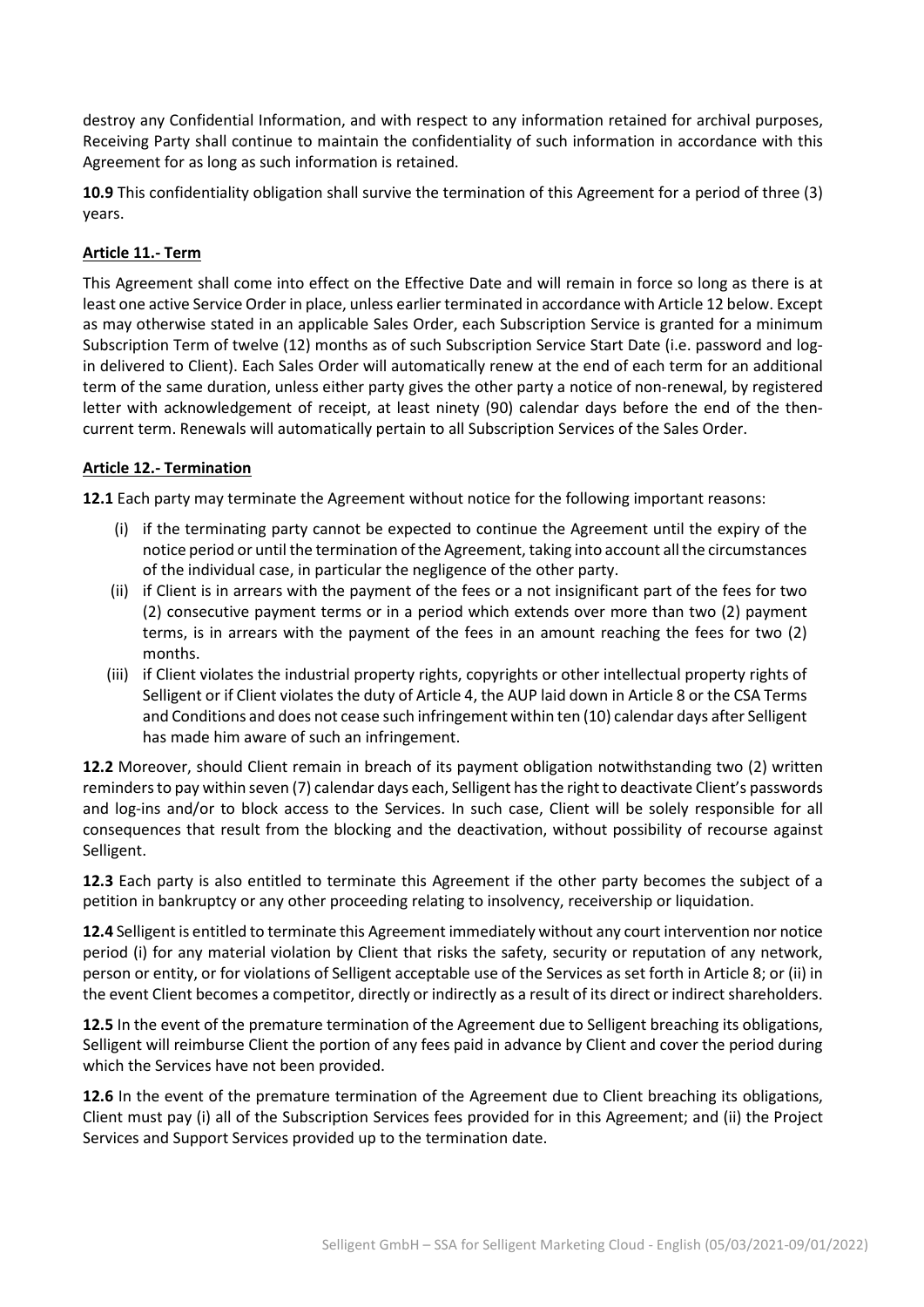destroy any Confidential Information, and with respect to any information retained for archival purposes, Receiving Party shall continue to maintain the confidentiality of such information in accordance with this Agreement for as long as such information is retained.

**10.9** This confidentiality obligation shall survive the termination of this Agreement for a period of three (3) years.

## Article 11.- Term

This Agreement shall come into effect on the Effective Date and will remain in force so long as there is at least one active Service Order in place, unless earlier terminated in accordance with Article 12 below. Except as may otherwise stated in an applicable Sales Order, each Subscription Service is granted for a minimum Subscription Term of twelve (12) months as of such Subscription Service Start Date (i.e. password and log-in delivered to Client). Each Sales Order will automatically renew at the end of each term for an additional term of the same duration, unless either party gives the other party a notice of non-renewal, by registered letter with acknowledgement of receipt, at least ninety (90) calendar days before the end of the then-current term. Renewals will automatically pertain to all Subscription Services of the Sales Order.

## Article 12.- Termination

**12.1** Each party may terminate the Agreement without notice for the following important reasons:

(i) if the terminating party cannot be expected to continue the Agreement until the expiry of the notice period or until the termination of the Agreement, taking into account all the circumstances of the individual case, in particular the negligence of the other party.

(ii) if Client is in arrears with the payment of the fees or a not insignificant part of the fees for two (2) consecutive payment terms or in a period which extends over more than two (2) payment terms, is in arrears with the payment of the fees in an amount reaching the fees for two (2) months.

(iii) if Client violates the industrial property rights, copyrights or other intellectual property rights of Selligent or if Client violates the duty of Article 4, the AUP laid down in Article 8 or the CSA Terms and Conditions and does not cease such infringement within ten (10) calendar days after Selligent has made him aware of such an infringement.

**12.2** Moreover, should Client remain in breach of its payment obligation notwithstanding two (2) written reminders to pay within seven (7) calendar days each, Selligent has the right to deactivate Client's passwords and log-ins and/or to block access to the Services. In such case, Client will be solely responsible for all consequences that result from the blocking and the deactivation, without possibility of recourse against Selligent.

**12.3** Each party is also entitled to terminate this Agreement if the other party becomes the subject of a petition in bankruptcy or any other proceeding relating to insolvency, receivership or liquidation.

**12.4** Selligent is entitled to terminate this Agreement immediately without any court intervention nor notice period (i) for any material violation by Client that risks the safety, security or reputation of any network, person or entity, or for violations of Selligent acceptable use of the Services as set forth in Article 8; or (ii) in the event Client becomes a competitor, directly or indirectly as a result of its direct or indirect shareholders.

**12.5** In the event of the premature termination of the Agreement due to Selligent breaching its obligations, Selligent will reimburse Client the portion of any fees paid in advance by Client and cover the period during which the Services have not been provided.

**12.6** In the event of the premature termination of the Agreement due to Client breaching its obligations, Client must pay (i) all of the Subscription Services fees provided for in this Agreement; and (ii) the Project Services and Support Services provided up to the termination date.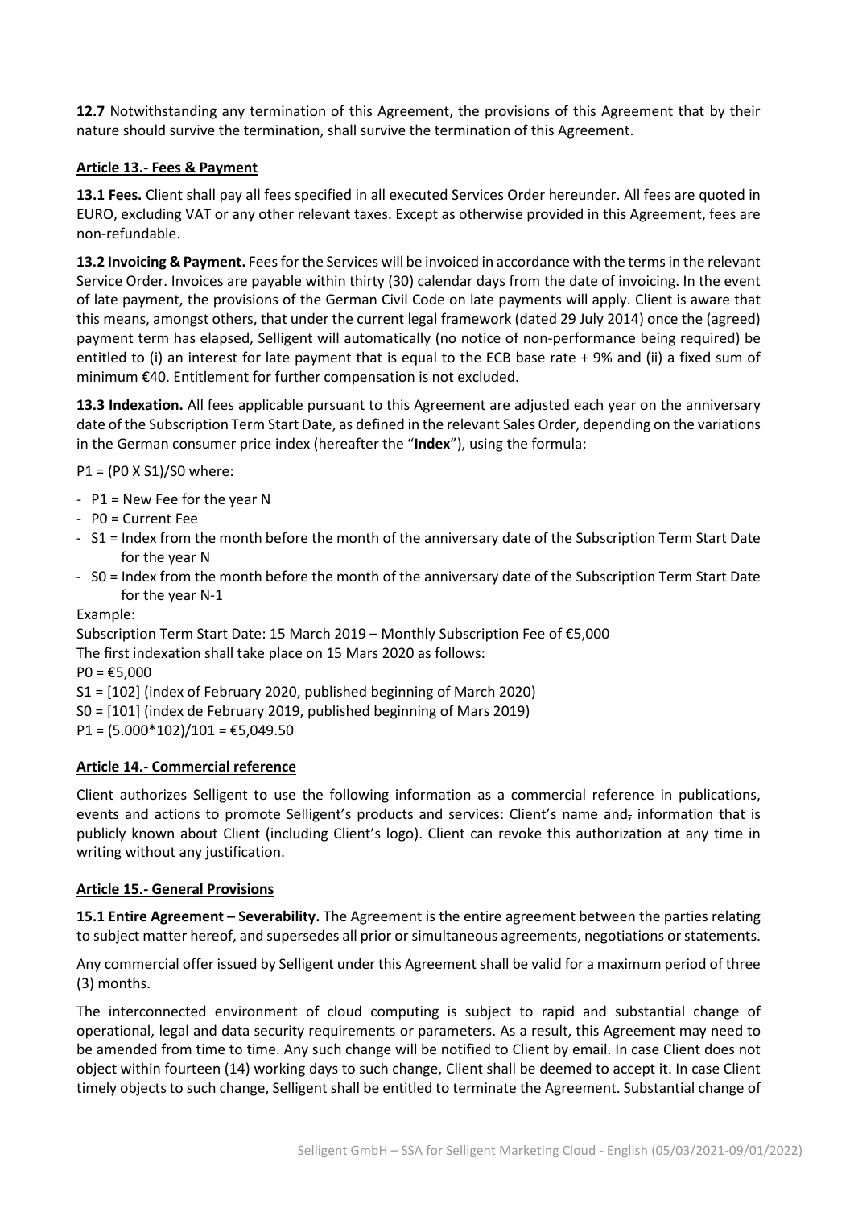**12.7** Notwithstanding any termination of this Agreement, the provisions of this Agreement that by their nature should survive the termination, shall survive the termination of this Agreement.

## Article 13.- Fees & Payment

**13.1 Fees.** Client shall pay all fees specified in all executed Services Order hereunder. All fees are quoted in EURO, excluding VAT or any other relevant taxes. Except as otherwise provided in this Agreement, fees are non-refundable.

**13.2 Invoicing & Payment.** Fees for the Services will be invoiced in accordance with the terms in the relevant Service Order. Invoices are payable within thirty (30) calendar days from the date of invoicing. In the event of late payment, the provisions of the German Civil Code on late payments will apply. Client is aware that this means, amongst others, that under the current legal framework (dated 29 July 2014) once the (agreed) payment term has elapsed, Selligent will automatically (no notice of non-performance being required) be entitled to (i) an interest for late payment that is equal to the ECB base rate + 9% and (ii) a fixed sum of minimum €40. Entitlement for further compensation is not excluded.

**13.3 Indexation.** All fees applicable pursuant to this Agreement are adjusted each year on the anniversary date of the Subscription Term Start Date, as defined in the relevant Sales Order, depending on the variations in the German consumer price index (hereafter the "**Index**"), using the formula:

$P1 = (P0 \times S1)/S0$ where:

- $P1$ = New Fee for the year N
- $P0$ = Current Fee
- $S1$ = Index from the month before the month of the anniversary date of the Subscription Term Start Date for the year N
- $S0$ = Index from the month before the month of the anniversary date of the Subscription Term Start Date for the year N-1

Example:

Subscription Term Start Date: 15 March 2019 – Monthly Subscription Fee of €5,000

The first indexation shall take place on 15 Mars 2020 as follows:

P0 = €5,000

S1 = [102] (index of February 2020, published beginning of March 2020)

S0 = [101] (index de February 2019, published beginning of Mars 2019)

P1 = (5.000*102)/101 = €5,049.50

## Article 14.- Commercial reference

Client authorizes Selligent to use the following information as a commercial reference in publications, events and actions to promote Selligent's products and services: Client's name and~~,~~ information that is publicly known about Client (including Client's logo). Client can revoke this authorization at any time in writing without any justification.

## Article 15.- General Provisions

**15.1 Entire Agreement – Severability.** The Agreement is the entire agreement between the parties relating to subject matter hereof, and supersedes all prior or simultaneous agreements, negotiations or statements.

Any commercial offer issued by Selligent under this Agreement shall be valid for a maximum period of three (3) months.

The interconnected environment of cloud computing is subject to rapid and substantial change of operational, legal and data security requirements or parameters. As a result, this Agreement may need to be amended from time to time. Any such change will be notified to Client by email. In case Client does not object within fourteen (14) working days to such change, Client shall be deemed to accept it. In case Client timely objects to such change, Selligent shall be entitled to terminate the Agreement. Substantial change of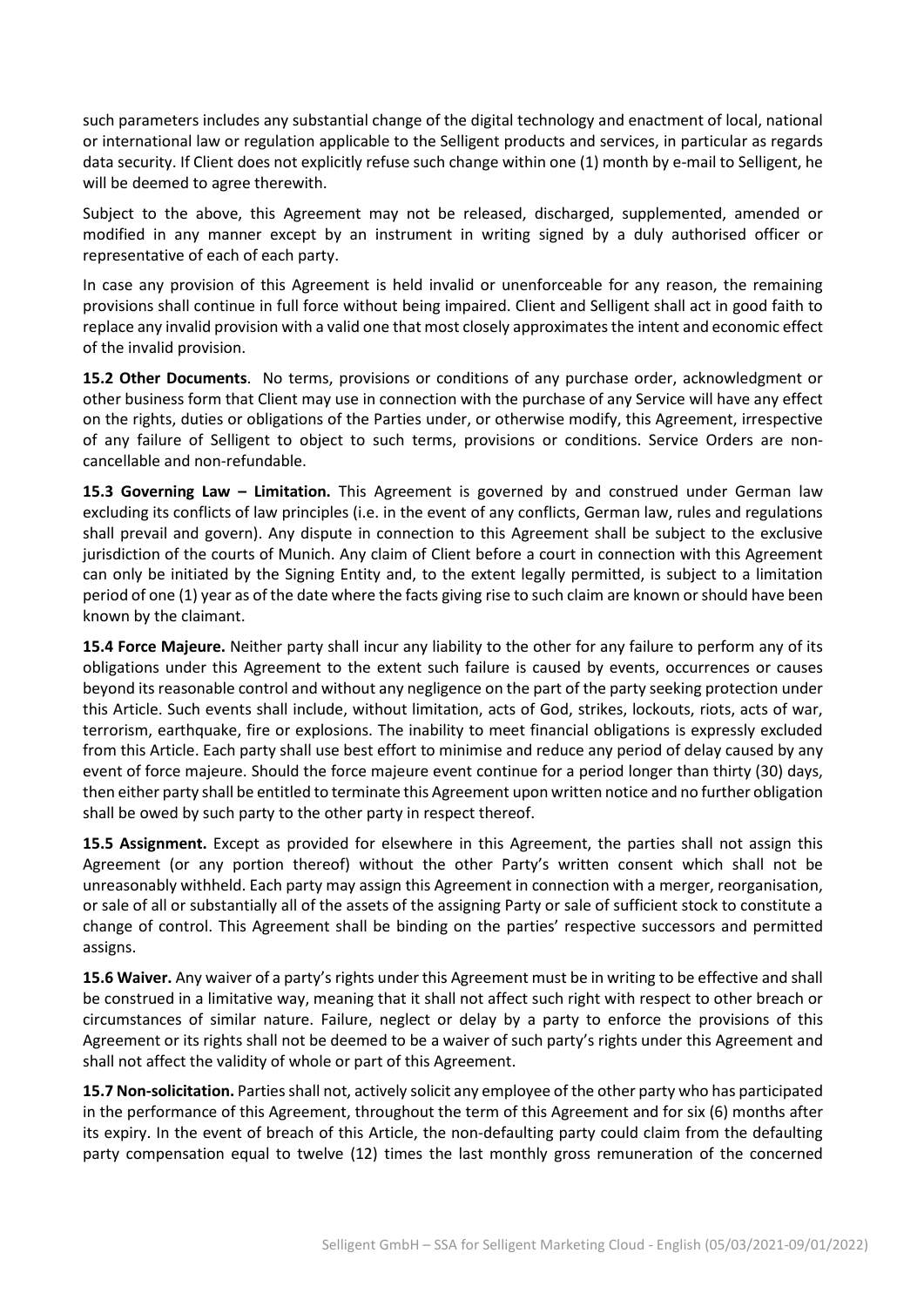such parameters includes any substantial change of the digital technology and enactment of local, national or international law or regulation applicable to the Selligent products and services, in particular as regards data security. If Client does not explicitly refuse such change within one (1) month by e-mail to Selligent, he will be deemed to agree therewith.

Subject to the above, this Agreement may not be released, discharged, supplemented, amended or modified in any manner except by an instrument in writing signed by a duly authorised officer or representative of each of each party.

In case any provision of this Agreement is held invalid or unenforceable for any reason, the remaining provisions shall continue in full force without being impaired. Client and Selligent shall act in good faith to replace any invalid provision with a valid one that most closely approximates the intent and economic effect of the invalid provision.

**15.2 Other Documents**. No terms, provisions or conditions of any purchase order, acknowledgment or other business form that Client may use in connection with the purchase of any Service will have any effect on the rights, duties or obligations of the Parties under, or otherwise modify, this Agreement, irrespective of any failure of Selligent to object to such terms, provisions or conditions. Service Orders are non-cancellable and non-refundable.

**15.3 Governing Law – Limitation.** This Agreement is governed by and construed under German law excluding its conflicts of law principles (i.e. in the event of any conflicts, German law, rules and regulations shall prevail and govern). Any dispute in connection to this Agreement shall be subject to the exclusive jurisdiction of the courts of Munich. Any claim of Client before a court in connection with this Agreement can only be initiated by the Signing Entity and, to the extent legally permitted, is subject to a limitation period of one (1) year as of the date where the facts giving rise to such claim are known or should have been known by the claimant.

**15.4 Force Majeure.** Neither party shall incur any liability to the other for any failure to perform any of its obligations under this Agreement to the extent such failure is caused by events, occurrences or causes beyond its reasonable control and without any negligence on the part of the party seeking protection under this Article. Such events shall include, without limitation, acts of God, strikes, lockouts, riots, acts of war, terrorism, earthquake, fire or explosions. The inability to meet financial obligations is expressly excluded from this Article. Each party shall use best effort to minimise and reduce any period of delay caused by any event of force majeure. Should the force majeure event continue for a period longer than thirty (30) days, then either party shall be entitled to terminate this Agreement upon written notice and no further obligation shall be owed by such party to the other party in respect thereof.

**15.5 Assignment.** Except as provided for elsewhere in this Agreement, the parties shall not assign this Agreement (or any portion thereof) without the other Party's written consent which shall not be unreasonably withheld. Each party may assign this Agreement in connection with a merger, reorganisation, or sale of all or substantially all of the assets of the assigning Party or sale of sufficient stock to constitute a change of control. This Agreement shall be binding on the parties' respective successors and permitted assigns.

**15.6 Waiver.** Any waiver of a party's rights under this Agreement must be in writing to be effective and shall be construed in a limitative way, meaning that it shall not affect such right with respect to other breach or circumstances of similar nature. Failure, neglect or delay by a party to enforce the provisions of this Agreement or its rights shall not be deemed to be a waiver of such party's rights under this Agreement and shall not affect the validity of whole or part of this Agreement.

**15.7 Non-solicitation.** Parties shall not, actively solicit any employee of the other party who has participated in the performance of this Agreement, throughout the term of this Agreement and for six (6) months after its expiry. In the event of breach of this Article, the non-defaulting party could claim from the defaulting party compensation equal to twelve (12) times the last monthly gross remuneration of the concerned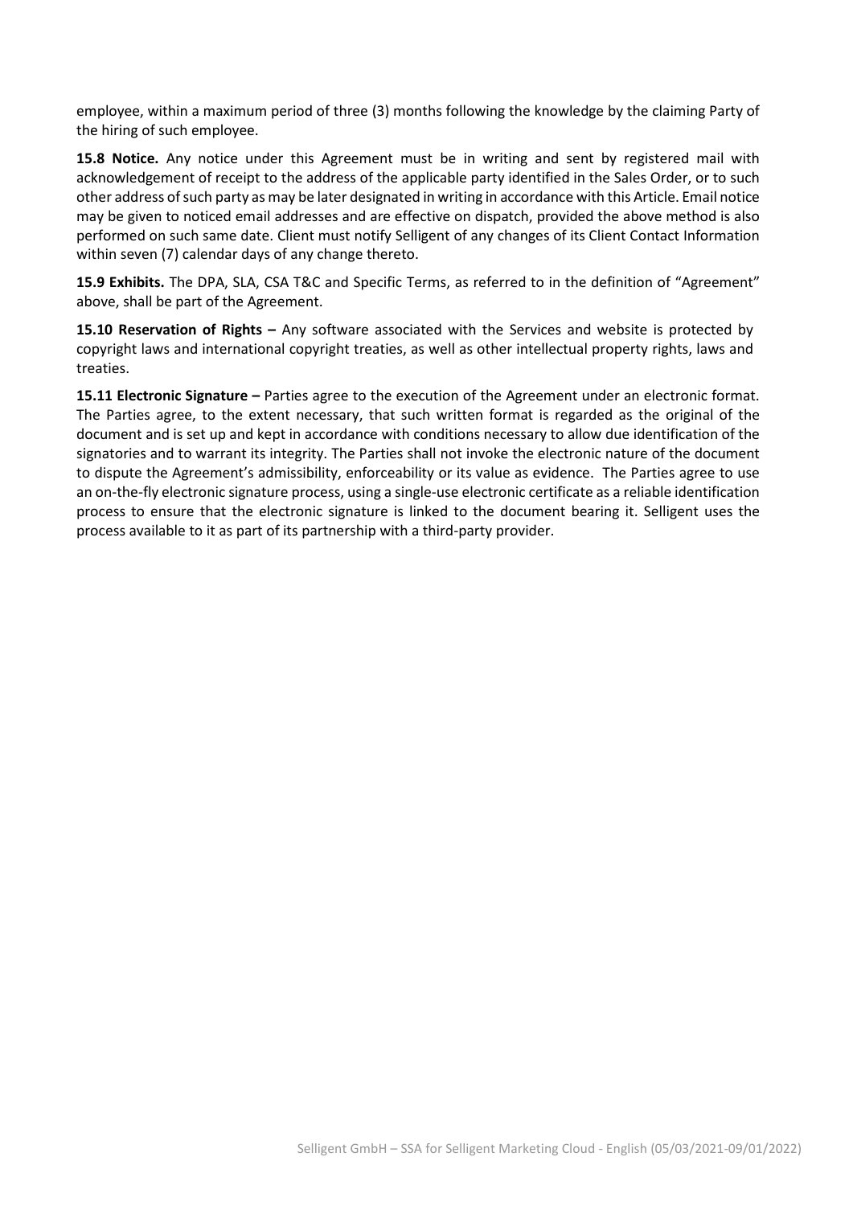employee, within a maximum period of three (3) months following the knowledge by the claiming Party of the hiring of such employee.

**15.8 Notice.** Any notice under this Agreement must be in writing and sent by registered mail with acknowledgement of receipt to the address of the applicable party identified in the Sales Order, or to such other address of such party as may be later designated in writing in accordance with this Article. Email notice may be given to noticed email addresses and are effective on dispatch, provided the above method is also performed on such same date. Client must notify Selligent of any changes of its Client Contact Information within seven (7) calendar days of any change thereto.

**15.9 Exhibits.** The DPA, SLA, CSA T&C and Specific Terms, as referred to in the definition of "Agreement" above, shall be part of the Agreement.

**15.10 Reservation of Rights –** Any software associated with the Services and website is protected by copyright laws and international copyright treaties, as well as other intellectual property rights, laws and treaties.

**15.11 Electronic Signature –** Parties agree to the execution of the Agreement under an electronic format. The Parties agree, to the extent necessary, that such written format is regarded as the original of the document and is set up and kept in accordance with conditions necessary to allow due identification of the signatories and to warrant its integrity. The Parties shall not invoke the electronic nature of the document to dispute the Agreement's admissibility, enforceability or its value as evidence. The Parties agree to use an on-the-fly electronic signature process, using a single-use electronic certificate as a reliable identification process to ensure that the electronic signature is linked to the document bearing it. Selligent uses the process available to it as part of its partnership with a third-party provider.